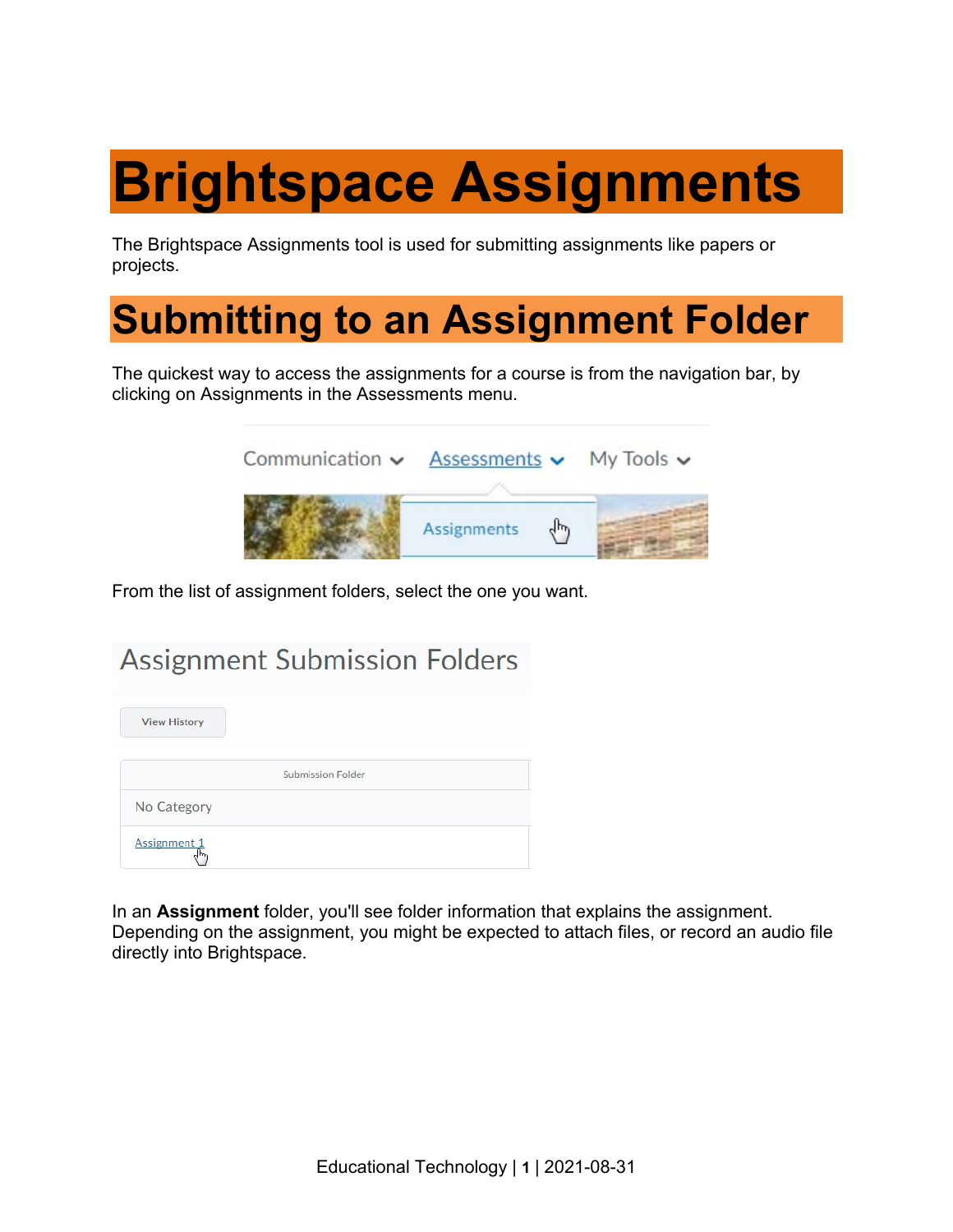# Brightspace Assignments

The Brightspace Assignments tool is used for submitting assignments like papers or projects.

## Submitting to an Assignment Folder

The quickest way to access the assignments for a course is from the navigation bar, by clicking on Assignments in the Assessments menu.

From the list of assignment folders, select the one you want.

In an **Assignment** folder, you'll see folder information that explains the assignment. Depending on the assignment, you might be expected to attach files, or record an audio file directly into Brightspace.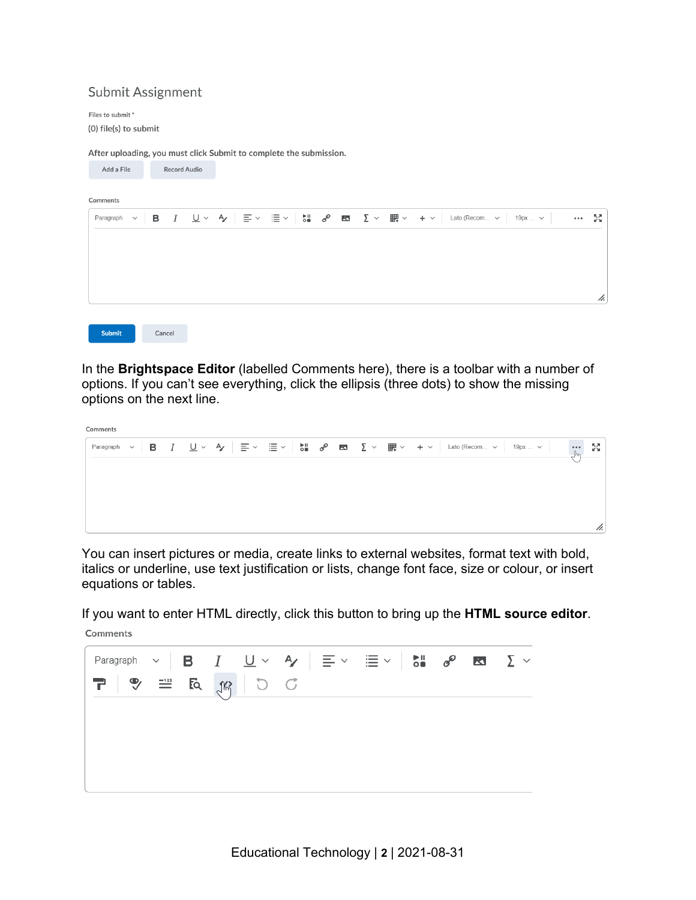Submit Assignment

Files to submit *

(0) file(s) to submit

After uploading, you must click Submit to complete the submission.

Add a File | Record Audio

Comments

Submit | Cancel

In the **Brightspace Editor** (labelled Comments here), there is a toolbar with a number of options. If you can't see everything, click the ellipsis (three dots) to show the missing options on the next line.

Comments

You can insert pictures or media, create links to external websites, format text with bold, italics or underline, use text justification or lists, change font face, size or colour, or insert equations or tables.

If you want to enter HTML directly, click this button to bring up the **HTML source editor**.

Comments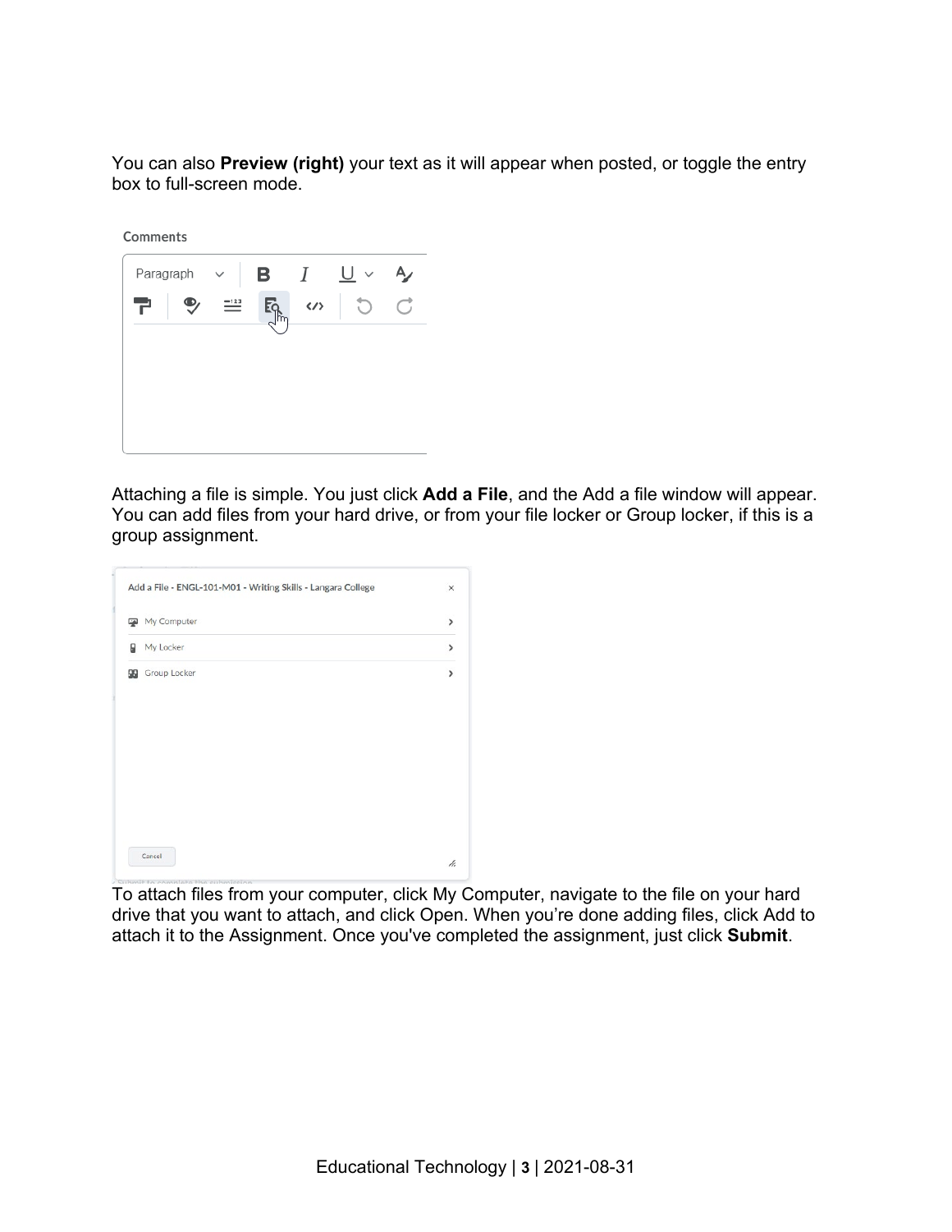You can also **Preview (right)** your text as it will appear when posted, or toggle the entry box to full-screen mode.

Attaching a file is simple. You just click **Add a File**, and the Add a file window will appear. You can add files from your hard drive, or from your file locker or Group locker, if this is a group assignment.

To attach files from your computer, click My Computer, navigate to the file on your hard drive that you want to attach, and click Open. When you're done adding files, click Add to attach it to the Assignment. Once you've completed the assignment, just click **Submit**.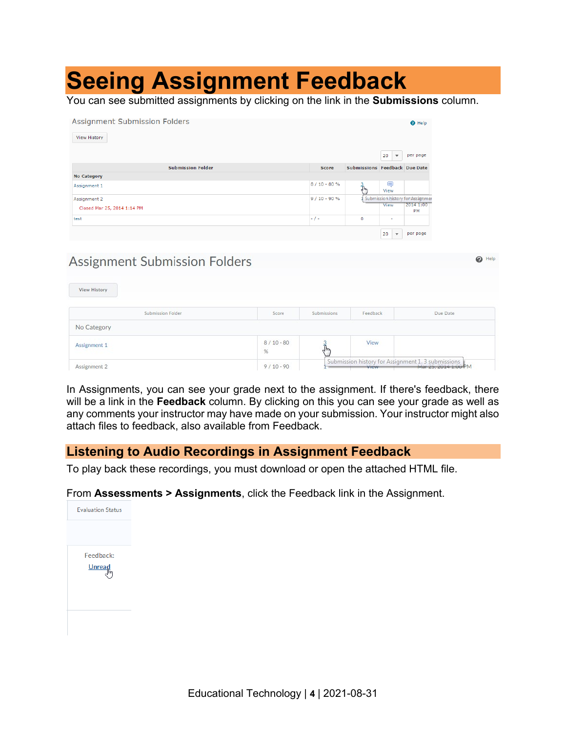# Seeing Assignment Feedback

You can see submitted assignments by clicking on the link in the **Submissions** column.

In Assignments, you can see your grade next to the assignment. If there's feedback, there will be a link in the **Feedback** column. By clicking on this you can see your grade as well as any comments your instructor may have made on your submission. Your instructor might also attach files to feedback, also available from Feedback.

## Listening to Audio Recordings in Assignment Feedback

To play back these recordings, you must download or open the attached HTML file.

From **Assessments > Assignments**, click the Feedback link in the Assignment.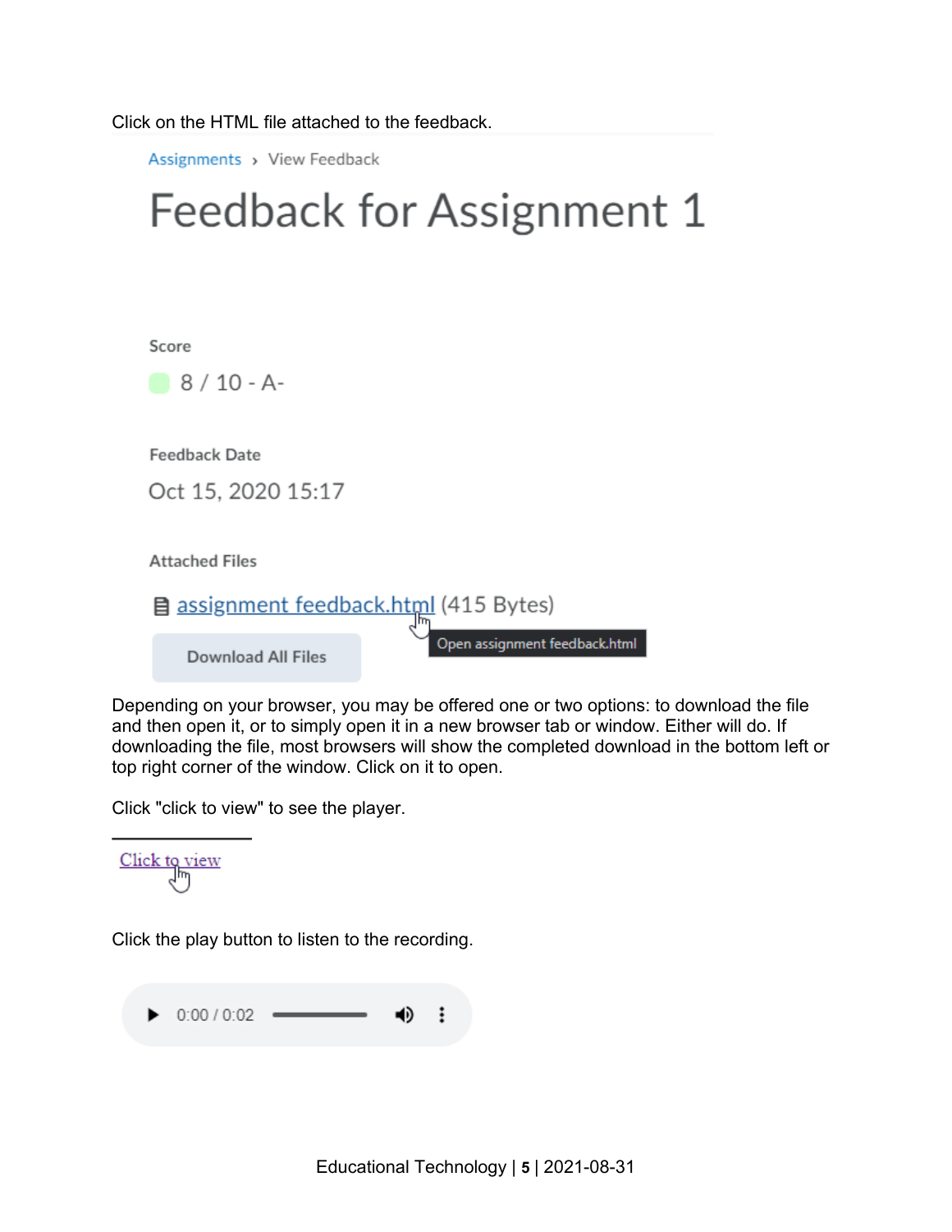Click on the HTML file attached to the feedback.

Assignments › View Feedback

# Feedback for Assignment 1

Score

8 / 10 - A-

Feedback Date

Oct 15, 2020 15:17

Attached Files

assignment feedback.html (415 Bytes)

Open assignment feedback.html

Download All Files

Depending on your browser, you may be offered one or two options: to download the file and then open it, or to simply open it in a new browser tab or window. Either will do. If downloading the file, most browsers will show the completed download in the bottom left or top right corner of the window. Click on it to open.

Click "click to view" to see the player.

Click to view

Click the play button to listen to the recording.

0:00 / 0:02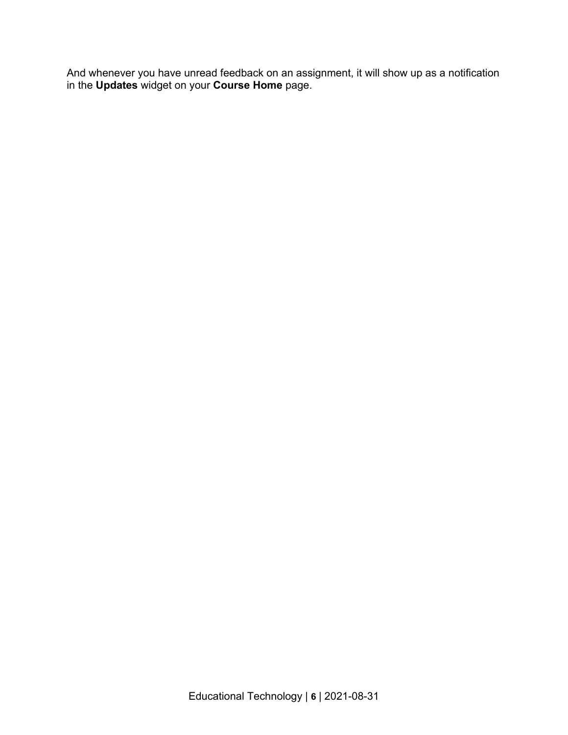And whenever you have unread feedback on an assignment, it will show up as a notification in the **Updates** widget on your **Course Home** page.